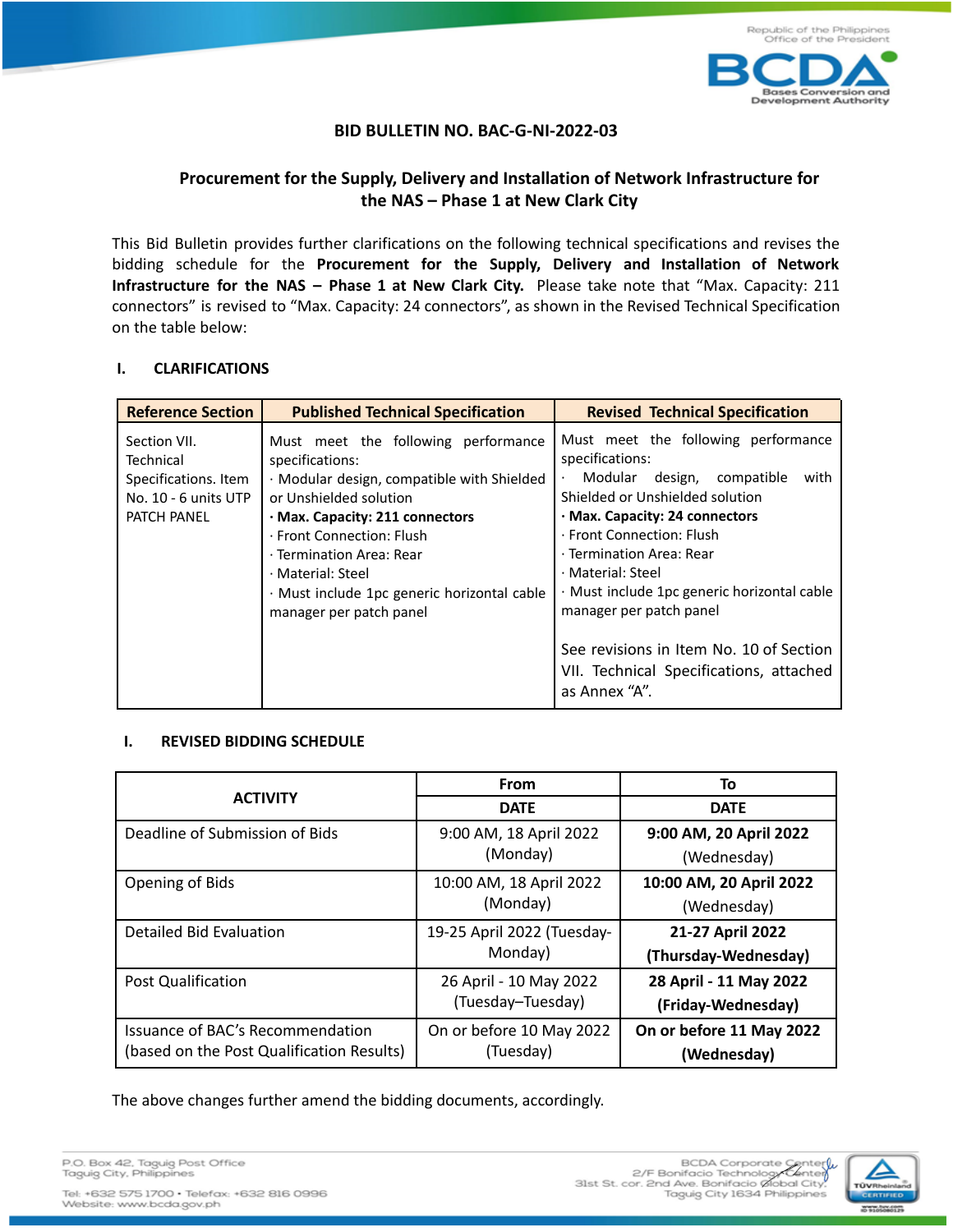**BID BULLETIN NO. BAC-G-NI-2022-03**

**Procurement for the Supply, Delivery and Installation of Network Infrastructure for the NAS – Phase 1 at New Clark City**

This Bid Bulletin provides further clarifications on the following technical specifications and revises the bidding schedule for the **Procurement for the Supply, Delivery and Installation of Network Infrastructure for the NAS – Phase 1 at New Clark City.** Please take note that "Max. Capacity: 211 connectors" is revised to "Max. Capacity: 24 connectors", as shown in the Revised Technical Specification on the table below:

## I. CLARIFICATIONS

| Reference Section | Published Technical Specification | Revised Technical Specification |
|---|---|---|
| Section VII. Technical Specifications. Item No. 10 - 6 units UTP PATCH PANEL | Must meet the following performance specifications:<br>· Modular design, compatible with Shielded or Unshielded solution<br>**· Max. Capacity: 211 connectors**<br>· Front Connection: Flush<br>· Termination Area: Rear<br>· Material: Steel<br>· Must include 1pc generic horizontal cable manager per patch panel | Must meet the following performance specifications:<br>· Modular design, compatible with Shielded or Unshielded solution<br>**· Max. Capacity: 24 connectors**<br>· Front Connection: Flush<br>· Termination Area: Rear<br>· Material: Steel<br>· Must include 1pc generic horizontal cable manager per patch panel<br><br>See revisions in Item No. 10 of Section VII. Technical Specifications, attached as Annex "A". |

## I. REVISED BIDDING SCHEDULE

| ACTIVITY | From | To |
|---|---|---|
| | DATE | DATE |
| Deadline of Submission of Bids | 9:00 AM, 18 April 2022 (Monday) | **9:00 AM, 20 April 2022** (Wednesday) |
| Opening of Bids | 10:00 AM, 18 April 2022 (Monday) | **10:00 AM, 20 April 2022** (Wednesday) |
| Detailed Bid Evaluation | 19-25 April 2022 (Tuesday-Monday) | **21-27 April 2022 (Thursday-Wednesday)** |
| Post Qualification | 26 April - 10 May 2022 (Tuesday–Tuesday) | **28 April - 11 May 2022 (Friday-Wednesday)** |
| Issuance of BAC's Recommendation (based on the Post Qualification Results) | On or before 10 May 2022 (Tuesday) | **On or before 11 May 2022 (Wednesday)** |

The above changes further amend the bidding documents, accordingly.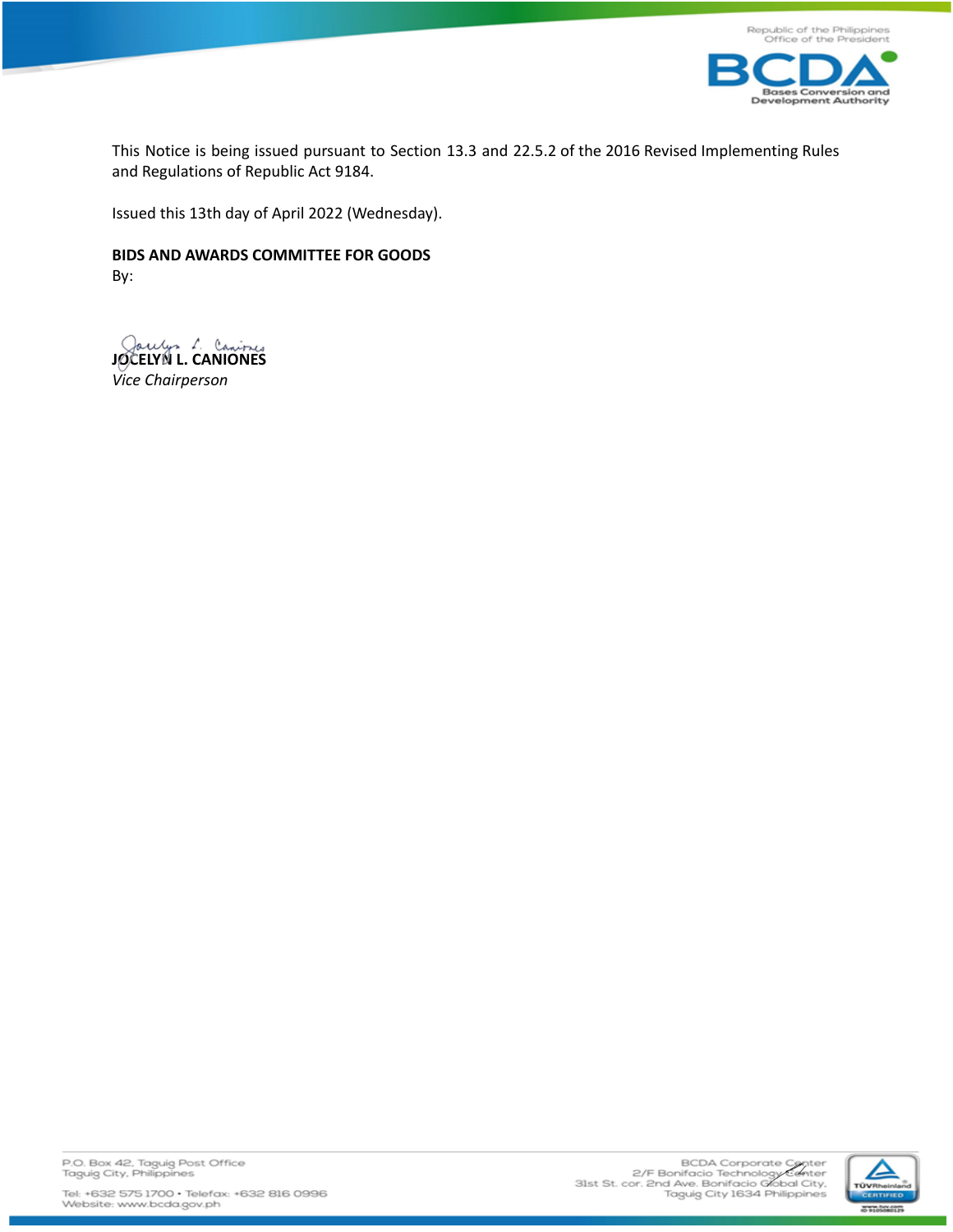This Notice is being issued pursuant to Section 13.3 and 22.5.2 of the 2016 Revised Implementing Rules and Regulations of Republic Act 9184.

Issued this 13th day of April 2022 (Wednesday).

**BIDS AND AWARDS COMMITTEE FOR GOODS**
By:

**JOCELYN L. CANIONES**
*Vice Chairperson*